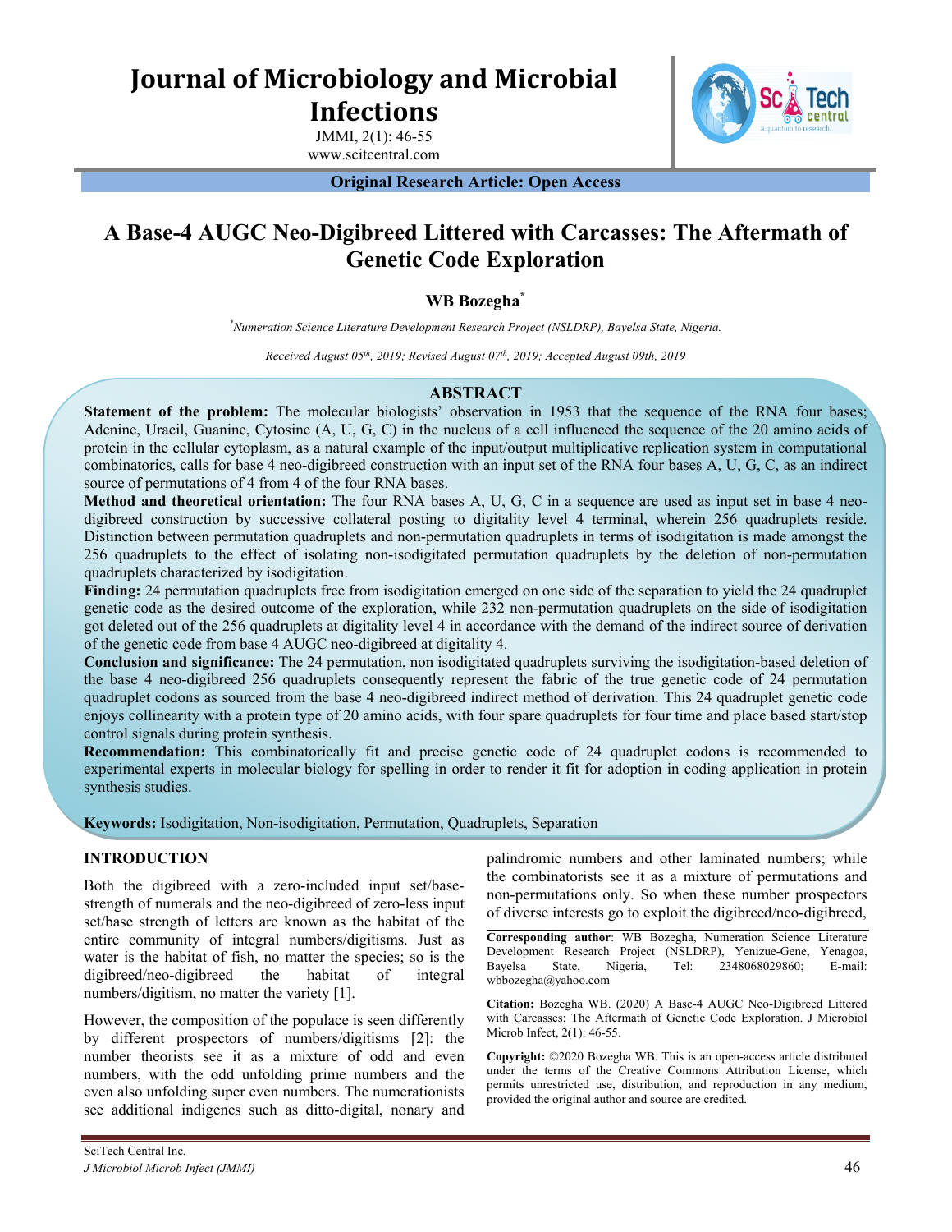# Journal of Microbiology and Microbial Infections

JMMI, 2(1): 46-55
www.scitcentral.com

**Original Research Article: Open Access**

# A Base-4 AUGC Neo-Digibreed Littered with Carcasses: The Aftermath of Genetic Code Exploration

**WB Bozegha***

*Numeration Science Literature Development Research Project (NSLDRP), Bayelsa State, Nigeria.*

*Received August 05th, 2019; Revised August 07th, 2019; Accepted August 09th, 2019*

## ABSTRACT

**Statement of the problem:** The molecular biologists' observation in 1953 that the sequence of the RNA four bases; Adenine, Uracil, Guanine, Cytosine (A, U, G, C) in the nucleus of a cell influenced the sequence of the 20 amino acids of protein in the cellular cytoplasm, as a natural example of the input/output multiplicative replication system in computational combinatorics, calls for base 4 neo-digibreed construction with an input set of the RNA four bases A, U, G, C, as an indirect source of permutations of 4 from 4 of the four RNA bases.

**Method and theoretical orientation:** The four RNA bases A, U, G, C in a sequence are used as input set in base 4 neo-digibreed construction by successive collateral posting to digitality level 4 terminal, wherein 256 quadruplets reside. Distinction between permutation quadruplets and non-permutation quadruplets in terms of isodigitation is made amongst the 256 quadruplets to the effect of isolating non-isodigitated permutation quadruplets by the deletion of non-permutation quadruplets characterized by isodigitation.

**Finding:** 24 permutation quadruplets free from isodigitation emerged on one side of the separation to yield the 24 quadruplet genetic code as the desired outcome of the exploration, while 232 non-permutation quadruplets on the side of isodigitation got deleted out of the 256 quadruplets at digitality level 4 in accordance with the demand of the indirect source of derivation of the genetic code from base 4 AUGC neo-digibreed at digitality 4.

**Conclusion and significance:** The 24 permutation, non isodigitated quadruplets surviving the isodigitation-based deletion of the base 4 neo-digibreed 256 quadruplets consequently represent the fabric of the true genetic code of 24 permutation quadruplet codons as sourced from the base 4 neo-digibreed indirect method of derivation. This 24 quadruplet genetic code enjoys collinearity with a protein type of 20 amino acids, with four spare quadruplets for four time and place based start/stop control signals during protein synthesis.

**Recommendation:** This combinatorically fit and precise genetic code of 24 quadruplet codons is recommended to experimental experts in molecular biology for spelling in order to render it fit for adoption in coding application in protein synthesis studies.

**Keywords:** Isodigitation, Non-isodigitation, Permutation, Quadruplets, Separation

## INTRODUCTION

Both the digibreed with a zero-included input set/base-strength of numerals and the neo-digibreed of zero-less input set/base strength of letters are known as the habitat of the entire community of integral numbers/digitisms. Just as water is the habitat of fish, no matter the species; so is the digibreed/neo-digibreed the habitat of integral numbers/digitism, no matter the variety [1].

However, the composition of the populace is seen differently by different prospectors of numbers/digitisms [2]: the number theorists see it as a mixture of odd and even numbers, with the odd unfolding prime numbers and the even also unfolding super even numbers. The numerationists see additional indigenes such as ditto-digital, nonary and palindromic numbers and other laminated numbers; while the combinatorists see it as a mixture of permutations and non-permutations only. So when these number prospectors of diverse interests go to exploit the digibreed/neo-digibreed,

**Corresponding author**: WB Bozegha, Numeration Science Literature Development Research Project (NSLDRP), Yenizue-Gene, Yenagoa, Bayelsa State, Nigeria, Tel: 2348068029860; E-mail: wbbozegha@yahoo.com

**Citation:** Bozegha WB. (2020) A Base-4 AUGC Neo-Digibreed Littered with Carcasses: The Aftermath of Genetic Code Exploration. J Microbiol Microb Infect, 2(1): 46-55.

**Copyright:** ©2020 Bozegha WB. This is an open-access article distributed under the terms of the Creative Commons Attribution License, which permits unrestricted use, distribution, and reproduction in any medium, provided the original author and source are credited.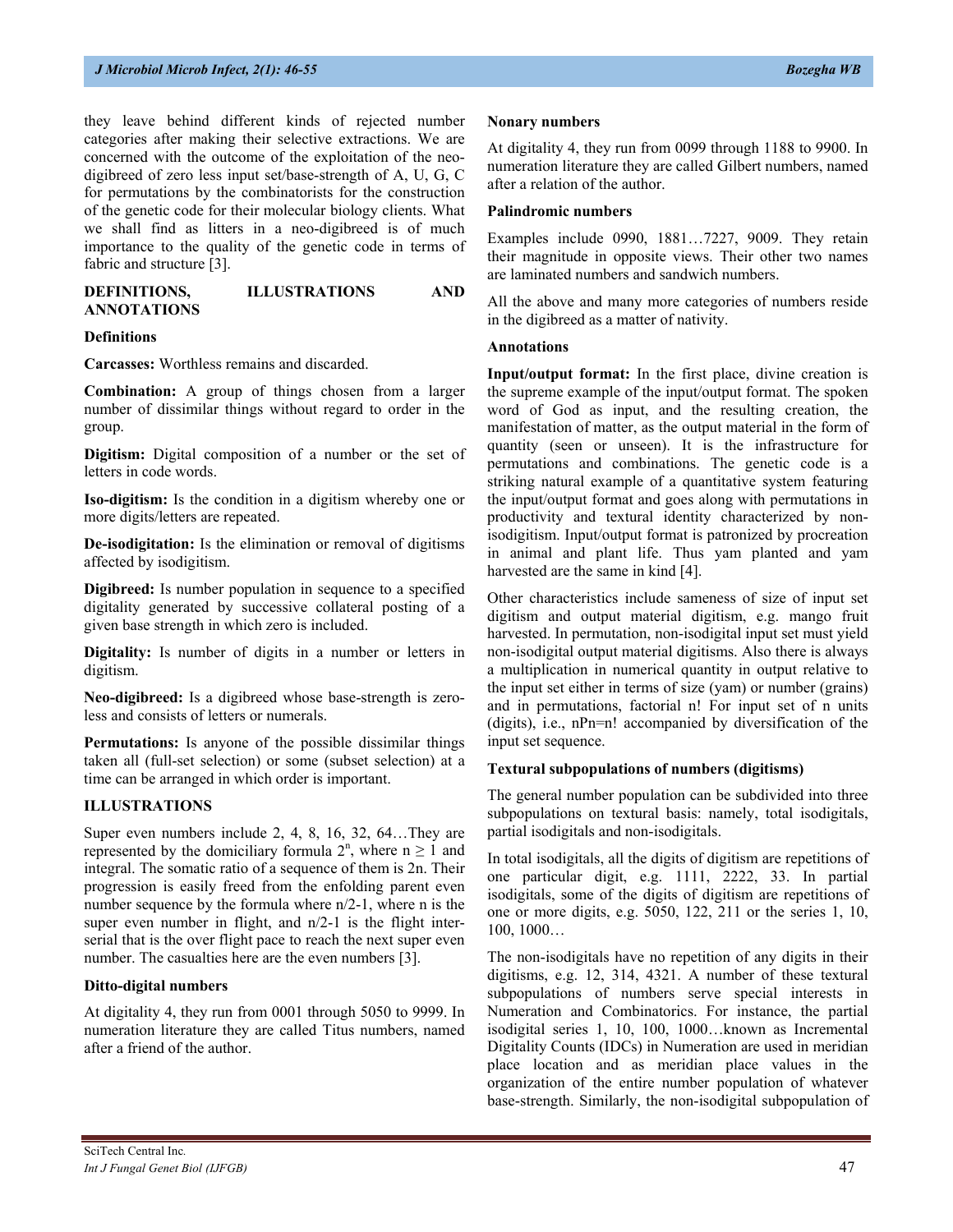they leave behind different kinds of rejected number categories after making their selective extractions. We are concerned with the outcome of the exploitation of the neo-digibreed of zero less input set/base-strength of A, U, G, C for permutations by the combinatorists for the construction of the genetic code for their molecular biology clients. What we shall find as litters in a neo-digibreed is of much importance to the quality of the genetic code in terms of fabric and structure [3].

## DEFINITIONS, ILLUSTRATIONS AND ANNOTATIONS

### Definitions

**Carcasses:** Worthless remains and discarded.

**Combination:** A group of things chosen from a larger number of dissimilar things without regard to order in the group.

**Digitism:** Digital composition of a number or the set of letters in code words.

**Iso-digitism:** Is the condition in a digitism whereby one or more digits/letters are repeated.

**De-isodigitation:** Is the elimination or removal of digitisms affected by isodigitism.

**Digibreed:** Is number population in sequence to a specified digitality generated by successive collateral posting of a given base strength in which zero is included.

**Digitality:** Is number of digits in a number or letters in digitism.

**Neo-digibreed:** Is a digibreed whose base-strength is zero-less and consists of letters or numerals.

**Permutations:** Is anyone of the possible dissimilar things taken all (full-set selection) or some (subset selection) at a time can be arranged in which order is important.

## ILLUSTRATIONS

Super even numbers include 2, 4, 8, 16, 32, 64…They are represented by the domiciliary formula $2^n$, where $n \geq 1$ and integral. The somatic ratio of a sequence of them is 2n. Their progression is easily freed from the enfolding parent even number sequence by the formula where n/2-1, where n is the super even number in flight, and n/2-1 is the flight inter-serial that is the over flight pace to reach the next super even number. The casualties here are the even numbers [3].

### Ditto-digital numbers

At digitality 4, they run from 0001 through 5050 to 9999. In numeration literature they are called Titus numbers, named after a friend of the author.

### Nonary numbers

At digitality 4, they run from 0099 through 1188 to 9900. In numeration literature they are called Gilbert numbers, named after a relation of the author.

### Palindromic numbers

Examples include 0990, 1881…7227, 9009. They retain their magnitude in opposite views. Their other two names are laminated numbers and sandwich numbers.

All the above and many more categories of numbers reside in the digibreed as a matter of nativity.

### Annotations

**Input/output format:** In the first place, divine creation is the supreme example of the input/output format. The spoken word of God as input, and the resulting creation, the manifestation of matter, as the output material in the form of quantity (seen or unseen). It is the infrastructure for permutations and combinations. The genetic code is a striking natural example of a quantitative system featuring the input/output format and goes along with permutations in productivity and textural identity characterized by non-isodigitism. Input/output format is patronized by procreation in animal and plant life. Thus yam planted and yam harvested are the same in kind [4].

Other characteristics include sameness of size of input set digitism and output material digitism, e.g. mango fruit harvested. In permutation, non-isodigital input set must yield non-isodigital output material digitisms. Also there is always a multiplication in numerical quantity in output relative to the input set either in terms of size (yam) or number (grains) and in permutations, factorial n! For input set of n units (digits), i.e., nPn=n! accompanied by diversification of the input set sequence.

### Textural subpopulations of numbers (digitisms)

The general number population can be subdivided into three subpopulations on textural basis: namely, total isodigitals, partial isodigitals and non-isodigitals.

In total isodigitals, all the digits of digitism are repetitions of one particular digit, e.g. 1111, 2222, 33. In partial isodigitals, some of the digits of digitism are repetitions of one or more digits, e.g. 5050, 122, 211 or the series 1, 10, 100, 1000…

The non-isodigitals have no repetition of any digits in their digitisms, e.g. 12, 314, 4321. A number of these textural subpopulations of numbers serve special interests in Numeration and Combinatorics. For instance, the partial isodigital series 1, 10, 100, 1000…known as Incremental Digitality Counts (IDCs) in Numeration are used in meridian place location and as meridian place values in the organization of the entire number population of whatever base-strength. Similarly, the non-isodigital subpopulation of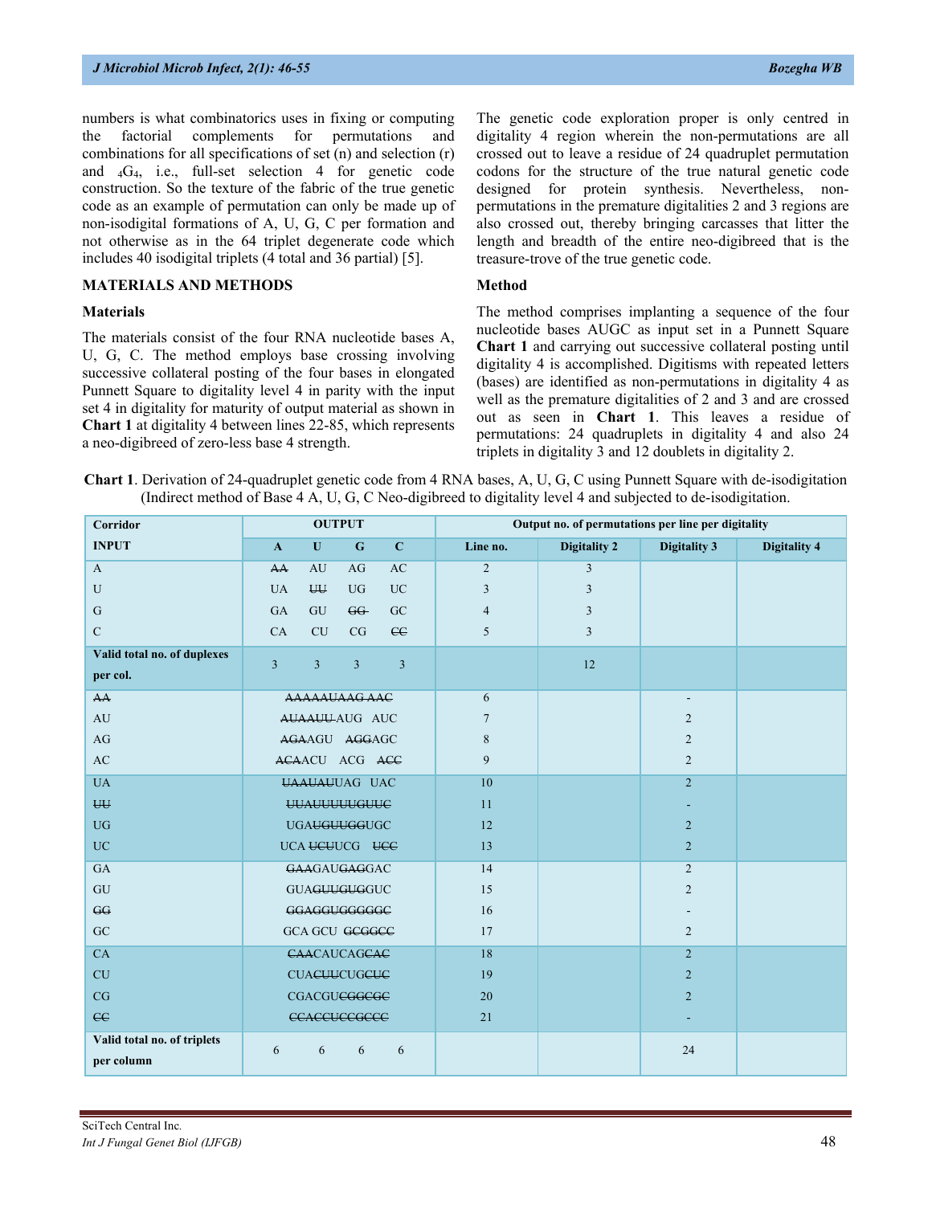numbers is what combinatorics uses in fixing or computing the factorial complements for permutations and combinations for all specifications of set (n) and selection (r) and $_4G_4$, i.e., full-set selection 4 for genetic code construction. So the texture of the fabric of the true genetic code as an example of permutation can only be made up of non-isodigital formations of A, U, G, C per formation and not otherwise as in the 64 triplet degenerate code which includes 40 isodigital triplets (4 total and 36 partial) [5].

## MATERIALS AND METHODS

### Materials

The materials consist of the four RNA nucleotide bases A, U, G, C. The method employs base crossing involving successive collateral posting of the four bases in elongated Punnett Square to digitality level 4 in parity with the input set 4 in digitality for maturity of output material as shown in **Chart 1** at digitality 4 between lines 22-85, which represents a neo-digibreed of zero-less base 4 strength.

The genetic code exploration proper is only centred in digitality 4 region wherein the non-permutations are all crossed out to leave a residue of 24 quadruplet permutation codons for the structure of the true natural genetic code designed for protein synthesis. Nevertheless, non-permutations in the premature digitalities 2 and 3 regions are also crossed out, thereby bringing carcasses that litter the length and breadth of the entire neo-digibreed that is the treasure-trove of the true genetic code.

### Method

The method comprises implanting a sequence of the four nucleotide bases AUGC as input set in a Punnett Square **Chart 1** and carrying out successive collateral posting until digitality 4 is accomplished. Digitisms with repeated letters (bases) are identified as non-permutations in digitality 4 as well as the premature digitalities of 2 and 3 and are crossed out as seen in **Chart 1**. This leaves a residue of permutations: 24 quadruplets in digitality 4 and also 24 triplets in digitality 3 and 12 doublets in digitality 2.

**Chart 1**. Derivation of 24-quadruplet genetic code from 4 RNA bases, A, U, G, C using Punnett Square with de-isodigitation (Indirect method of Base 4 A, U, G, C Neo-digibreed to digitality level 4 and subjected to de-isodigitation.

| Corridor | OUTPUT | | | | Output no. of permutations per line per digitality | | | |
|---|---|---|---|---|---|---|---|---|
| **INPUT** | **A** | **U** | **G** | **C** | **Line no.** | **Digitality 2** | **Digitality 3** | **Digitality 4** |
| A | ~~AA~~ | AU | AG | AC | 2 | 3 | | |
| U | UA | ~~UU~~ | UG | UC | 3 | 3 | | |
| G | GA | GU | ~~GG~~ | GC | 4 | 3 | | |
| C | CA | CU | CG | ~~CC~~ | 5 | 3 | | |
| **Valid total no. of duplexes per col.** | 3 | 3 | 3 | 3 | | 12 | | |
| ~~AA~~ | ~~AAAAAUAAG AAC~~ | | | | 6 | | - | |
| AU | ~~AUAAUU~~ AUG AUC | | | | 7 | | 2 | |
| AG | ~~AGA~~AGU ~~AGG~~AGC | | | | 8 | | 2 | |
| AC | ~~ACA~~ACU ACG ~~ACC~~ | | | | 9 | | 2 | |
| UA | ~~UAAUAU~~UAG UAC | | | | 10 | | 2 | |
| ~~UU~~ | ~~UUAUUUUUGUUC~~ | | | | 11 | | - | |
| UG | UGA~~UGUUGG~~UGC | | | | 12 | | 2 | |
| UC | UCA ~~UCU~~UCG ~~UCC~~ | | | | 13 | | 2 | |
| GA | ~~GAA~~GAU~~GAG~~GAC | | | | 14 | | 2 | |
| GU | GUA~~GUUGUG~~GUC | | | | 15 | | 2 | |
| ~~GG~~ | ~~GGAGGUGGGGGC~~ | | | | 16 | | - | |
| GC | GCA GCU ~~GCGGCC~~ | | | | 17 | | 2 | |
| CA | ~~CAA~~CAUCAG~~CAC~~ | | | | 18 | | 2 | |
| CU | CUA~~CUU~~CUG~~CUC~~ | | | | 19 | | 2 | |
| CG | CGACGU~~CGGCGC~~ | | | | 20 | | 2 | |
| ~~CC~~ | ~~CCACCUCCGCCC~~ | | | | 21 | | - | |
| **Valid total no. of triplets per column** | 6 | 6 | 6 | 6 | | | 24 | |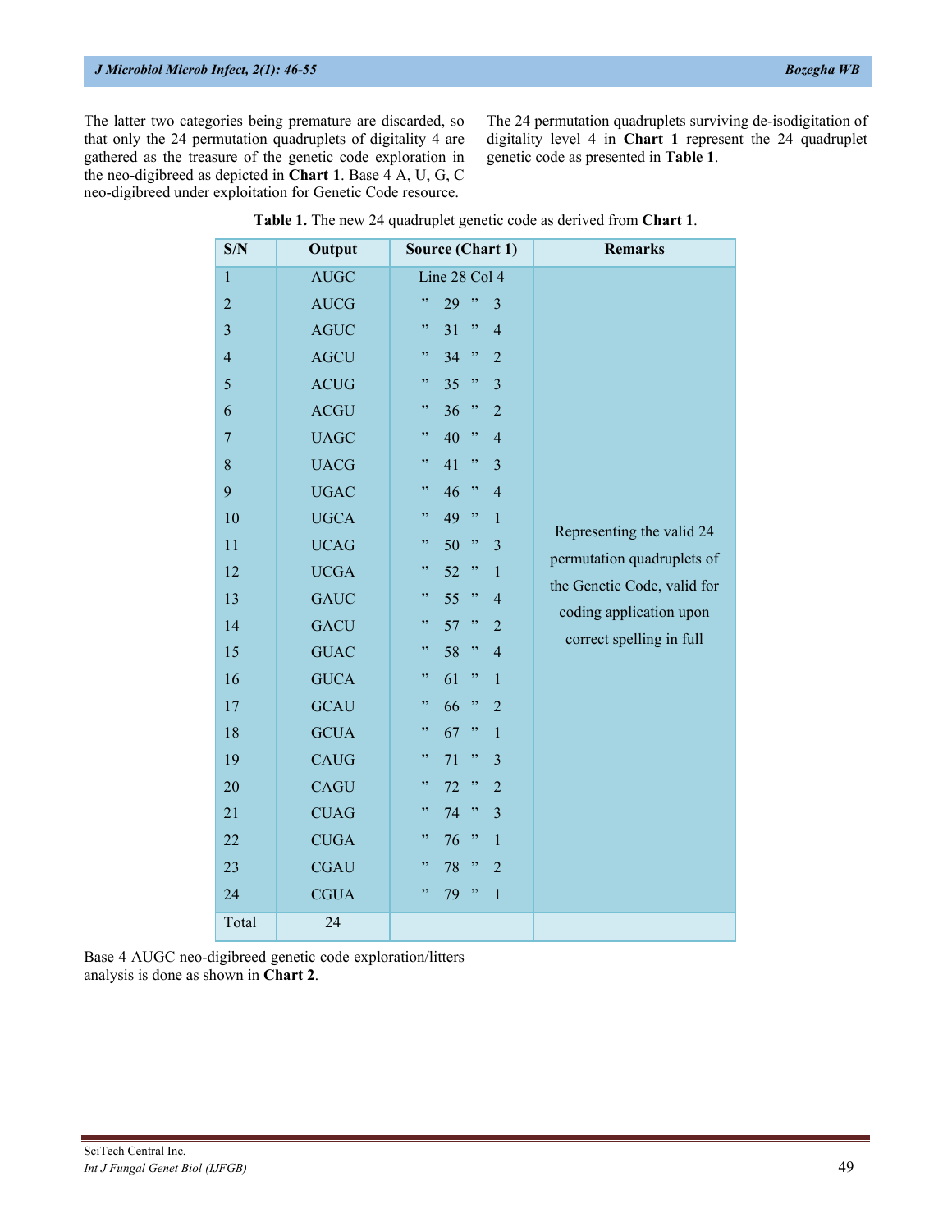The latter two categories being premature are discarded, so that only the 24 permutation quadruplets of digitality 4 are gathered as the treasure of the genetic code exploration in the neo-digibreed as depicted in **Chart 1**. Base 4 A, U, G, C neo-digibreed under exploitation for Genetic Code resource.

The 24 permutation quadruplets surviving de-isodigitation of digitality level 4 in **Chart 1** represent the 24 quadruplet genetic code as presented in **Table 1**.

**Table 1.** The new 24 quadruplet genetic code as derived from **Chart 1**.

| S/N | Output | Source (Chart 1) | Remarks |
|---|---|---|---|
| 1 | AUGC | Line 28 Col 4 | Representing the valid 24 permutation quadruplets of the Genetic Code, valid for coding application upon correct spelling in full |
| 2 | AUCG | " 29 " 3 | |
| 3 | AGUC | " 31 " 4 | |
| 4 | AGCU | " 34 " 2 | |
| 5 | ACUG | " 35 " 3 | |
| 6 | ACGU | " 36 " 2 | |
| 7 | UAGC | " 40 " 4 | |
| 8 | UACG | " 41 " 3 | |
| 9 | UGAC | " 46 " 4 | |
| 10 | UGCA | " 49 " 1 | |
| 11 | UCAG | " 50 " 3 | |
| 12 | UCGA | " 52 " 1 | |
| 13 | GAUC | " 55 " 4 | |
| 14 | GACU | " 57 " 2 | |
| 15 | GUAC | " 58 " 4 | |
| 16 | GUCA | " 61 " 1 | |
| 17 | GCAU | " 66 " 2 | |
| 18 | GCUA | " 67 " 1 | |
| 19 | CAUG | " 71 " 3 | |
| 20 | CAGU | " 72 " 2 | |
| 21 | CUAG | " 74 " 3 | |
| 22 | CUGA | " 76 " 1 | |
| 23 | CGAU | " 78 " 2 | |
| 24 | CGUA | " 79 " 1 | |
| Total | 24 | | |

Base 4 AUGC neo-digibreed genetic code exploration/litters analysis is done as shown in **Chart 2**.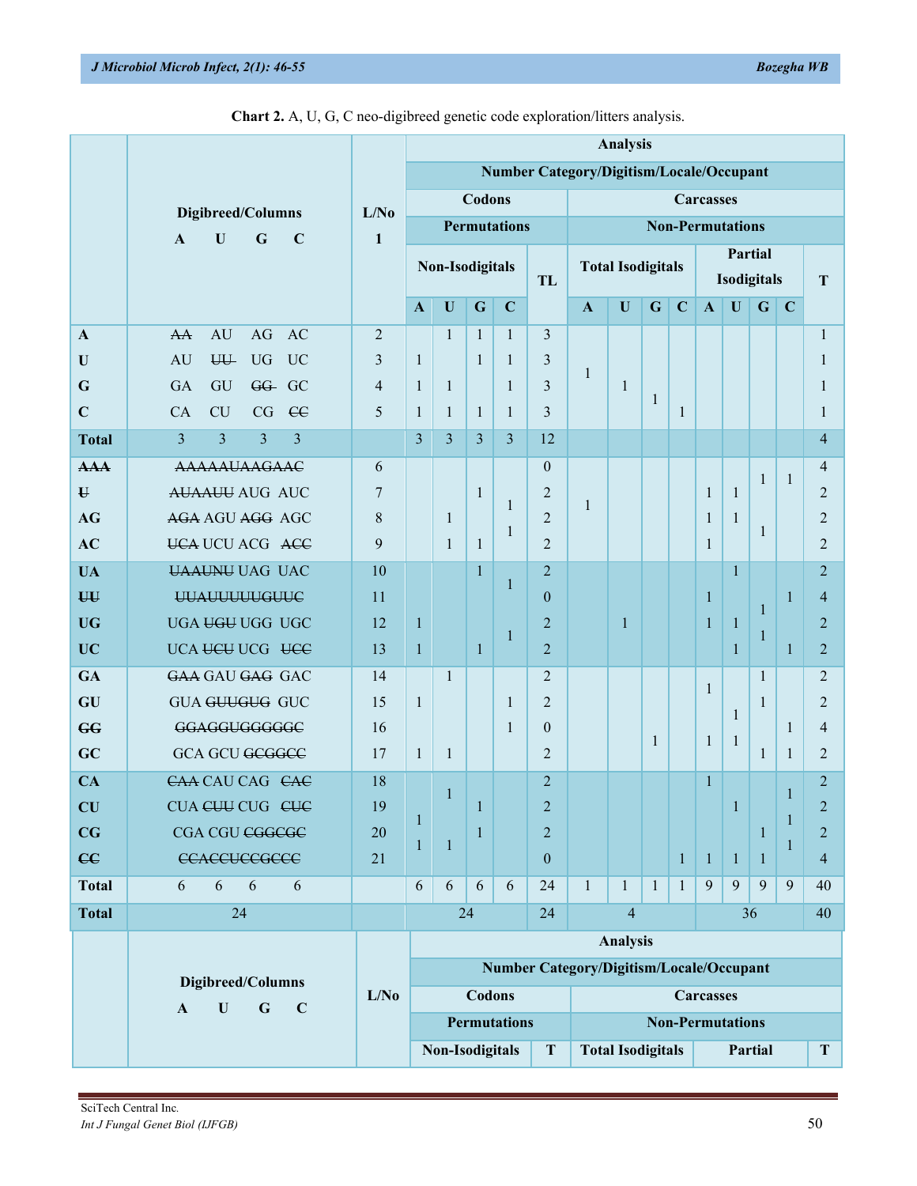**Chart 2.** A, U, G, C neo-digibreed genetic code exploration/litters analysis.

| | Digibreed/Columns | L/No | Analysis | | | | | | | | | | | | | | |
|---|---|---|---|---|---|---|---|---|---|---|---|---|---|---|---|---|---|
| | | | Number Category/Digitism/Locale/Occupant | | | | | | | | | | | | | | |
| | | | Codons | | | | | Carcasses | | | | | | | | | |
| | | | Permutations | | | | | Non-Permutations | | | | | | | | | |
| | A U G C | 1 | Non-Isodigitals | | | | TL | Total Isodigitals | | | | Partial Isodigitals | | | | T |
| | | | A | U | G | C | | A | U | G | C | A | U | G | C | |
| A | ~~AA~~ AU AG AC | 2 | | 1 | 1 | 1 | 3 | | | | | | | | | 1 |
| U | AU ~~UU~~ UG UC | 3 | 1 | | 1 | 1 | 3 | 1 | | | | | | | | 1 |
| G | GA GU ~~GG~~ GC | 4 | 1 | 1 | | 1 | 3 | | 1 | | | | | | | 1 |
| C | CA CU CG ~~CC~~ | 5 | 1 | 1 | 1 | 1 | 3 | | | 1 | 1 | | | | | 1 |
| **Total** | 3 3 3 3 | | 3 | 3 | 3 | 3 | 12 | | | | | | | | | 4 |
| ~~AAA~~ | ~~AAAAAUAAGAAC~~ | 6 | | | | | 0 | | | | | | | 1 | 1 | 4 |
| ~~U~~ | ~~AUAAUU~~ AUG AUC | 7 | | | 1 | 1 | 2 | 1 | | | | 1 | 1 | | | 2 |
| AG | ~~AGA~~ AGU ~~AGG~~ AGC | 8 | | 1 | | 1 | 2 | | | | | 1 | 1 | 1 | | 2 |
| AC | ~~UCA~~ UCU ACG ~~ACC~~ | 9 | | 1 | 1 | | 2 | | | | | 1 | | | | 2 |
| UA | ~~UAAUNU~~ UAG UAC | 10 | | | 1 | 1 | 2 | | | | | | 1 | | | 2 |
| ~~UU~~ | ~~UUAUUUUGUUC~~ | 11 | | | | | 0 | | | | | 1 | | 1 | 1 | 4 |
| UG | UGA ~~UGU~~ UGG UGC | 12 | 1 | | | 1 | 2 | | 1 | | | 1 | 1 | 1 | | 2 |
| UC | UCA ~~UCU~~ UCG ~~UCC~~ | 13 | 1 | | 1 | | 2 | | | | | | 1 | | 1 | 2 |
| GA | ~~GAA~~ GAU ~~GAG~~ GAC | 14 | | 1 | | | 2 | | | | | 1 | | 1 | | 2 |
| GU | GUA ~~GUUGUG~~ GUC | 15 | 1 | | | 1 | 2 | | | | | | 1 | 1 | | 2 |
| ~~GG~~ | ~~GGAGGUGGGGGC~~ | 16 | | | | 1 | 0 | | | 1 | | 1 | 1 | | 1 | 4 |
| GC | GCA GCU ~~GCGGCC~~ | 17 | 1 | 1 | | | 2 | | | | | | | 1 | 1 | 2 |
| CA | ~~CAA~~ CAU CAG ~~CAC~~ | 18 | | 1 | | | 2 | | | | | 1 | | | 1 | 2 |
| CU | CUA ~~CUU~~ CUG ~~CUC~~ | 19 | 1 | | 1 | | 2 | | | | | | 1 | | 1 | 2 |
| CG | CGA CGU ~~CGGCGC~~ | 20 | 1 | 1 | 1 | | 2 | | | | | | | 1 | 1 | 2 |
| ~~CC~~ | ~~CCACCUCCGCCC~~ | 21 | | | | | 0 | | | | 1 | 1 | 1 | 1 | | 4 |
| **Total** | 6 6 6 6 | | 6 | 6 | 6 | 6 | 24 | 1 | 1 | 1 | 1 | 9 | 9 | 9 | 9 | 40 |
| **Total** | 24 | | 24 | | | | 24 | 4 | | | | 36 | | | | 40 |

| | Digibreed/Columns | L/No | Analysis | | | | |
|---|---|---|---|---|---|---|---|
| | | | Number Category/Digitism/Locale/Occupant | | | | |
| | | | Codons | | Carcasses | | |
| | | | Permutations | | Non-Permutations | | |
| | A U G C | | Non-Isodigitals | T | Total Isodigitals | Partial | T |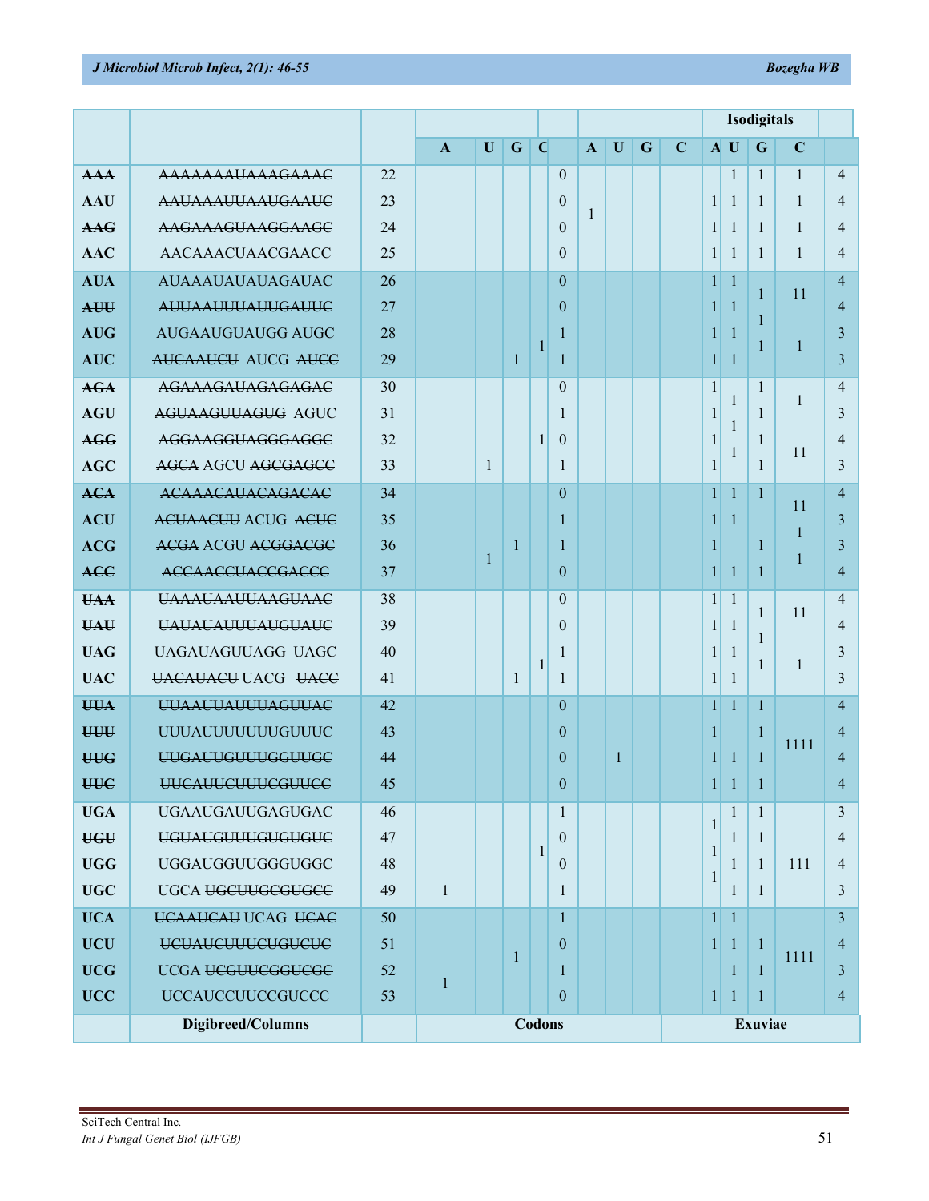| | | | | | | | | | | | | Isodigitals | | | | |
|---|---|---|---|---|---|---|---|---|---|---|---|---|---|---|---|---|
| | | | A | U | G | C | | A | U | G | C | A | U | G | C | |
| ~~AAA~~ | ~~AAAAAAAUAAAGAAAC~~ | 22 | | | | | 0 | | | | | | 1 | 1 | 1 | 4 |
| ~~AAU~~ | ~~AAUAAAUUAAUGAAUC~~ | 23 | | | | | 0 | 1 | | | | 1 | 1 | 1 | 1 | 4 |
| ~~AAG~~ | ~~AAGAAAGUAAGGAAGC~~ | 24 | | | | | 0 | | | | | 1 | 1 | 1 | 1 | 4 |
| ~~AAC~~ | ~~AACAAACUAACGAACC~~ | 25 | | | | | 0 | | | | | 1 | 1 | 1 | 1 | 4 |
| ~~AUA~~ | ~~AUAAAUAUAUAGAUAC~~ | 26 | | | | | 0 | | | | | 1 | 1 | 1 | 11 | 4 |
| ~~AUU~~ | ~~AUUAAUUUAUUGAUUC~~ | 27 | | | | | 0 | | | | | 1 | 1 | 1 | | 4 |
| AUG | ~~AUGAAUGUAUGG~~ AUGC | 28 | | | | 1 | 1 | | | | | 1 | 1 | 1 | 1 | 3 |
| AUC | ~~AUCAAUCU~~ AUCG ~~AUCC~~ | 29 | | | 1 | | 1 | | | | | 1 | 1 | | | 3 |
| ~~AGA~~ | ~~AGAAAGAUAGAGAGAC~~ | 30 | | | | | 0 | | | | | 1 | 1 | 1 | 1 | 4 |
| AGU | ~~AGUAAGUUAGUG~~ AGUC | 31 | | | | | 1 | | | | | 1 | 1 | 1 | | 3 |
| ~~AGG~~ | ~~AGGAAGGUAGGGAGGC~~ | 32 | | | | 1 | 0 | | | | | 1 | 1 | 1 | 11 | 4 |
| AGC | ~~AGCA~~ AGCU ~~AGCGAGCC~~ | 33 | | 1 | | | 1 | | | | | 1 | | 1 | | 3 |
| ~~ACA~~ | ~~ACAAACAUACAGACAC~~ | 34 | | | | | 0 | | | | | 1 | 1 | 1 | 11 | 4 |
| ACU | ~~ACUAACUU~~ ACUG ~~ACUC~~ | 35 | | | | | 1 | | | | | 1 | 1 | | 1 | 3 |
| ACG | ~~ACGA~~ ACGU ~~ACGGACGC~~ | 36 | | 1 | 1 | | 1 | | | | | 1 | | 1 | 1 | 3 |
| ~~ACC~~ | ~~ACCAACCUACCGACCC~~ | 37 | | | | | 0 | | | | | 1 | 1 | 1 | | 4 |
| ~~UAA~~ | ~~UAAAUAAUUAAGUAAC~~ | 38 | | | | | 0 | | | | | 1 | 1 | 1 | 11 | 4 |
| ~~UAU~~ | ~~UAUAUAUUUAUGUAUC~~ | 39 | | | | | 0 | | | | | 1 | 1 | 1 | | 4 |
| UAG | ~~UAGAUAGUUAGG~~ UAGC | 40 | | | | 1 | 1 | | | | | 1 | 1 | 1 | 1 | 3 |
| UAC | ~~UACAUACU~~ UACG ~~UACC~~ | 41 | | | 1 | | 1 | | | | | 1 | 1 | | | 3 |
| ~~UUA~~ | ~~UUAAUUAUUUAGUUAC~~ | 42 | | | | | 0 | | | | | 1 | 1 | 1 | 1111 | 4 |
| ~~UUU~~ | ~~UUUAUUUUUUUGUUUC~~ | 43 | | | | | 0 | | | | | 1 | | 1 | | 4 |
| ~~UUG~~ | ~~UUGAUUGUUUGGUUGC~~ | 44 | | | | | 0 | | 1 | | | 1 | 1 | 1 | | 4 |
| ~~UUC~~ | ~~UUCAUUCUUUCGUUCC~~ | 45 | | | | | 0 | | | | | 1 | 1 | 1 | | 4 |
| UGA | ~~UGAAUGAUUGAGUGAC~~ | 46 | | | | | 1 | | | | | 1 | 1 | 1 | | 3 |
| ~~UGU~~ | ~~UGUAUGUUUGUGUGUC~~ | 47 | | | | 1 | 0 | | | | | 1 | 1 | 1 | | 4 |
| ~~UGG~~ | ~~UGGAUGGUUGGGUGGC~~ | 48 | | | | | 0 | | | | | 1 | 1 | 1 | 111 | 4 |
| UGC | UGCA ~~UGCUUGCGUGCC~~ | 49 | 1 | | | | 1 | | | | | | 1 | 1 | | 3 |
| UCA | ~~UCAAUCAU~~ UCAG ~~UCAC~~ | 50 | | | | | 1 | | | | | 1 | 1 | | | 3 |
| ~~UCU~~ | ~~UCUAUCUUUCUGUCUC~~ | 51 | | | 1 | | 0 | | | | | 1 | 1 | 1 | 1111 | 4 |
| UCG | UCGA ~~UCGUUCGGUCGC~~ | 52 | 1 | | | | 1 | | | | | | 1 | 1 | | 3 |
| ~~UCC~~ | ~~UCCAUCCUUCCGUCCC~~ | 53 | | | | | 0 | | | | | 1 | 1 | 1 | | 4 |
| | Digibreed/Columns | | Codons | | | | | | | | | Exuviae | | | | |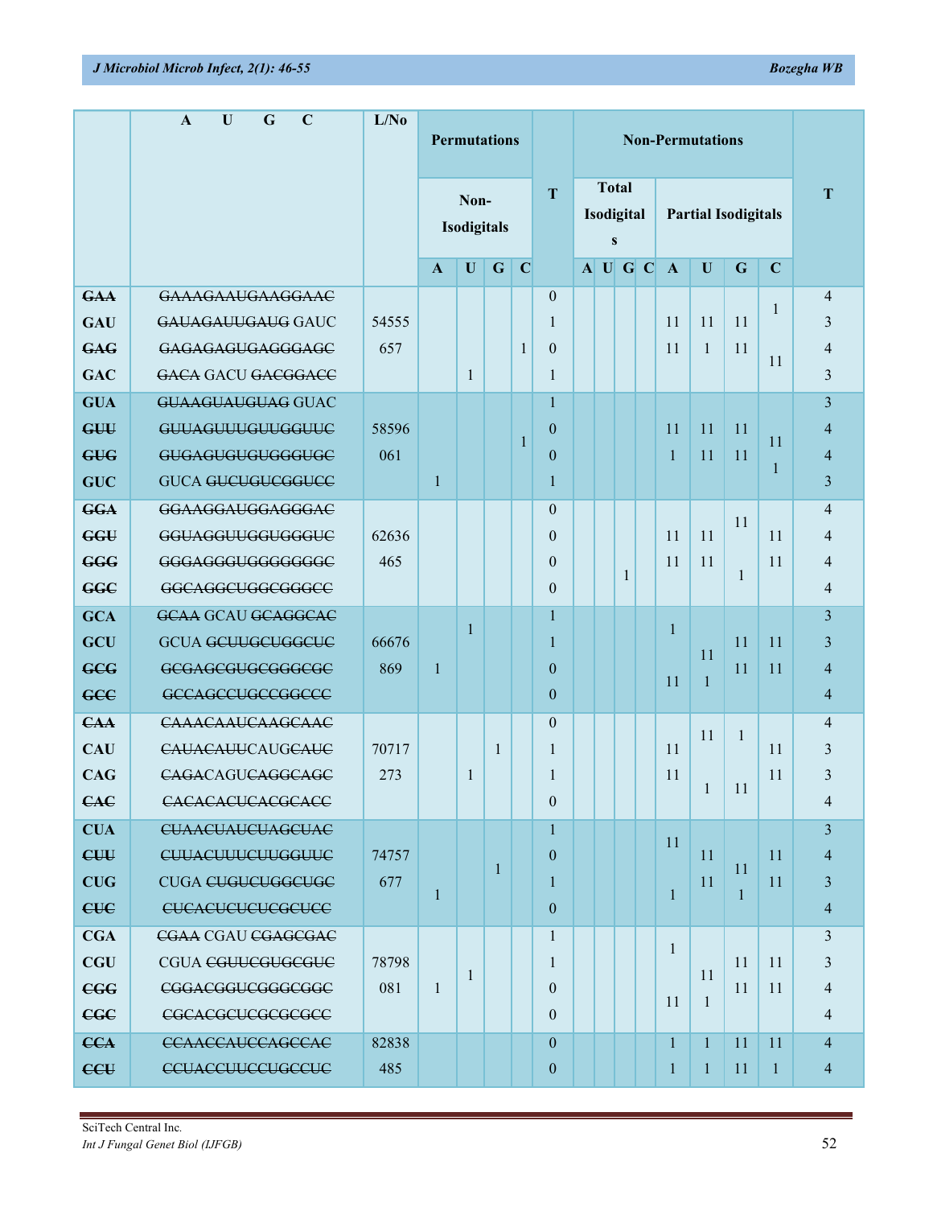| | A U G C | L/No | Permutations | | | | | Non-Permutations | | | | | | | | | |
|---|---|---|---|---|---|---|---|---|---|---|---|---|---|---|---|---|---|
| | | | Non-Isodigitals | | | | T | Total Isodigitals | | | | Partial Isodigitals | | | | T |
| | | | A | U | G | C | | A | U | G | C | A | U | G | C | |
| ~~GAA~~ | ~~GAAAGAAUGAAGGAAC~~ | | | | | | 0 | | | | | | | | 1 | 4 |
| GAU | ~~GAUAGAUUGAUG~~ GAUC | 54555 | | | | | 1 | | | | | 11 | 11 | 11 | | 3 |
| ~~GAG~~ | ~~GAGAGAGUGAGGGAGC~~ | 657 | | | | 1 | 0 | | | | | 11 | 1 | 11 | 11 | 4 |
| GAC | ~~GACA~~ GACU ~~GACGGACC~~ | | | 1 | | | 1 | | | | | | | | | 3 |
| GUA | ~~GUAAGUAUGUAG~~ GUAC | | | | | | 1 | | | | | | | | | 3 |
| ~~GUU~~ | ~~GUUAGUUUGUUGGUUC~~ | 58596 | | | | 1 | 0 | | | | | 11 | 11 | 11 | 11 | 4 |
| ~~GUG~~ | ~~GUGAGUGUGUGGGUGC~~ | 061 | | | | | 0 | | | | | 1 | 11 | 11 | 1 | 4 |
| GUC | GUCA ~~GUCUGUCGGUCC~~ | | 1 | | | | 1 | | | | | | | | | 3 |
| ~~GGA~~ | ~~GGAAGGAUGGAGGGAC~~ | | | | | | 0 | | | | | | | 11 | | 4 |
| ~~GGU~~ | ~~GGUAGGUUGGUGGGUC~~ | 62636 | | | | | 0 | | | | | 11 | 11 | | 11 | 4 |
| ~~GGG~~ | ~~GGGAGGGUGGGGGGGC~~ | 465 | | | | | 0 | | | 1 | | 11 | 11 | 1 | 11 | 4 |
| ~~GGC~~ | ~~GGCAGGCUGGCGGGCC~~ | | | | | | 0 | | | | | | | | | 4 |
| GCA | ~~GCAA~~ GCAU ~~GCAGGCAC~~ | | | 1 | | | 1 | | | | | 1 | | | | 3 |
| GCU | GCUA ~~GCUUGCUGGCUC~~ | 66676 | | | | | 1 | | | | | | 11 | 11 | 11 | 3 |
| ~~GCG~~ | ~~GCGAGCGUGCGGGCGC~~ | 869 | 1 | | | | 0 | | | | | 11 | 1 | 11 | 11 | 4 |
| ~~GCC~~ | ~~GCCAGCCUGCCGGCCC~~ | | | | | | 0 | | | | | | | | | 4 |
| ~~CAA~~ | ~~CAAACAAUCAAGCAAC~~ | | | | | | 0 | | | | | | 11 | 1 | | 4 |
| CAU | ~~CAUACAUU~~CAUG~~CAUC~~ | 70717 | | | 1 | | 1 | | | | | 11 | | | 11 | 3 |
| CAG | ~~CAGA~~CAGU~~CAGGCAGC~~ | 273 | | 1 | | | 1 | | | | | 11 | 1 | 11 | 11 | 3 |
| ~~CAC~~ | ~~CACACACUCACGCACC~~ | | | | | | 0 | | | | | | | | | 4 |
| CUA | ~~CUAACUAUCUAGCUAC~~ | | | | | | 1 | | | | | 11 | | | | 3 |
| ~~CUU~~ | ~~CUUACUUUCUUGGUUC~~ | 74757 | | | 1 | | 0 | | | | | | 11 | 11 | 11 | 4 |
| CUG | CUGA ~~CUGUCUGGCUGC~~ | 677 | 1 | | | | 1 | | | | | 1 | 11 | 1 | 11 | 3 |
| ~~CUC~~ | ~~CUCACUCUCUCGCUCC~~ | | | | | | 0 | | | | | | | | | 4 |
| CGA | ~~CGAA~~ CGAU ~~CGAGCGAC~~ | | | | | | 1 | | | | | 1 | | | | 3 |
| CGU | CGUA ~~CGUUCGUGCGUC~~ | 78798 | | 1 | | | 1 | | | | | | 11 | 11 | 11 | 3 |
| ~~CGG~~ | ~~CGGACGGUCGGGCGGC~~ | 081 | 1 | | | | 0 | | | | | 11 | 1 | 11 | 11 | 4 |
| ~~CGC~~ | ~~CGCACGCUCGCGCGCC~~ | | | | | | 0 | | | | | | | | | 4 |
| ~~CCA~~ | ~~CCAACCAUCCAGCCAC~~ | 82838 | | | | | 0 | | | | | 1 | 1 | 11 | 11 | 4 |
| ~~CCU~~ | ~~CCUACCUUCCUGCCUC~~ | 485 | | | | | 0 | | | | | 1 | 1 | 11 | 1 | 4 |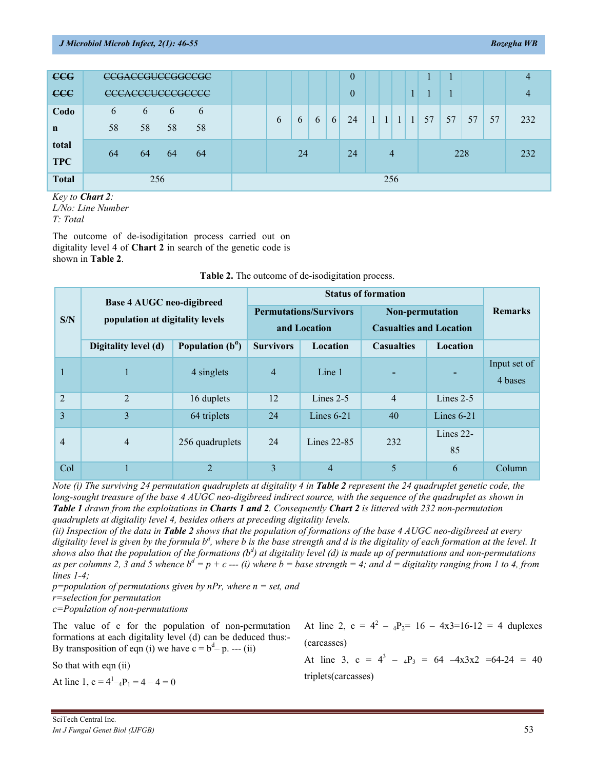| | | | | | | | | | | | | | | | | | | | |
|---|---|---|---|---|---|---|---|---|---|---|---|---|---|---|---|---|---|---|---|
| ~~CCG~~ | ~~CCGACCGUCCGGCCGC~~ | | | | | | | | | 0 | | | | | 1 | 1 | | | 4 |
| ~~CCC~~ | ~~CCCACCCUCCCGCCCC~~ | | | | | | | | | 0 | | | | 1 | 1 | 1 | | | 4 |
| Codon | 658 | 658 | 658 | 658 | | 6 | 6 | 6 | 6 | 24 | 1 | 1 | 1 | 1 | 57 | 57 | 57 | 57 | 232 |
| total TPC | 64 | 64 | 64 | 64 | | 24 | | | | 24 | 4 | | | | 228 | | | | 232 |
| Total | 256 | | | | 256 | | | | | | | | | | | | | | |

*Key to* ***Chart 2****:*
*L/No: Line Number*
*T: Total*

The outcome of de-isodigitation process carried out on digitality level 4 of **Chart 2** in search of the genetic code is shown in **Table 2**.

**Table 2.** The outcome of de-isodigitation process.

| S/N | Base 4 AUGC neo-digibreed population at digitality levels | | Status of formation | | | | Remarks |
|---|---|---|---|---|---|---|---|
| | | | Permutations/Survivors and Location | | Non-permutation Casualties and Location | | |
| | Digitality level (d) | Population ($b^d$) | Survivors | Location | Casualties | Location | |
| 1 | 1 | 4 singlets | 4 | Line 1 | - | - | Input set of 4 bases |
| 2 | 2 | 16 duplets | 12 | Lines 2-5 | 4 | Lines 2-5 | |
| 3 | 3 | 64 triplets | 24 | Lines 6-21 | 40 | Lines 6-21 | |
| 4 | 4 | 256 quadruplets | 24 | Lines 22-85 | 232 | Lines 22-85 | |
| Col | 1 | 2 | 3 | 4 | 5 | 6 | Column |

*Note (i) The surviving 24 permutation quadruplets at digitality 4 in* ***Table 2*** *represent the 24 quadruplet genetic code, the long-sought treasure of the base 4 AUGC neo-digibreed indirect source, with the sequence of the quadruplet as shown in* ***Table 1*** *drawn from the exploitations in* ***Charts 1 and 2****. Consequently* ***Chart 2*** *is littered with 232 non-permutation quadruplets at digitality level 4, besides others at preceding digitality levels.*
*(ii) Inspection of the data in* ***Table 2*** *shows that the population of formations of the base 4 AUGC neo-digibreed at every digitality level is given by the formula $b^d$, where b is the base strength and d is the digitality of each formation at the level. It shows also that the population of the formations ($b^d$) at digitality level (d) is made up of permutations and non-permutations as per columns 2, 3 and 5 whence $b^d = p + c$ --- (i) where b = base strength = 4; and d = digitality ranging from 1 to 4, from lines 1-4;*
*p=population of permutations given by nPr, where n = set, and*
*r=selection for permutation*
*c=Population of non-permutations*

The value of c for the population of non-permutation formations at each digitality level (d) can be deduced thus:- By transposition of eqn (i) we have $c = b^d - p$. --- (ii)

So that with eqn (ii)

At line 1, $c = 4^1 - {}_4P_1 = 4 - 4 = 0$

At line 2, $c = 4^2 - {}_4P_2 = 16 - 4x3 = 16 - 12 = 4$ duplexes (carcasses)

At line 3, $c = 4^3 - {}_4P_3 = 64 - 4x3x2 = 64 - 24 = 40$ triplets(carcasses)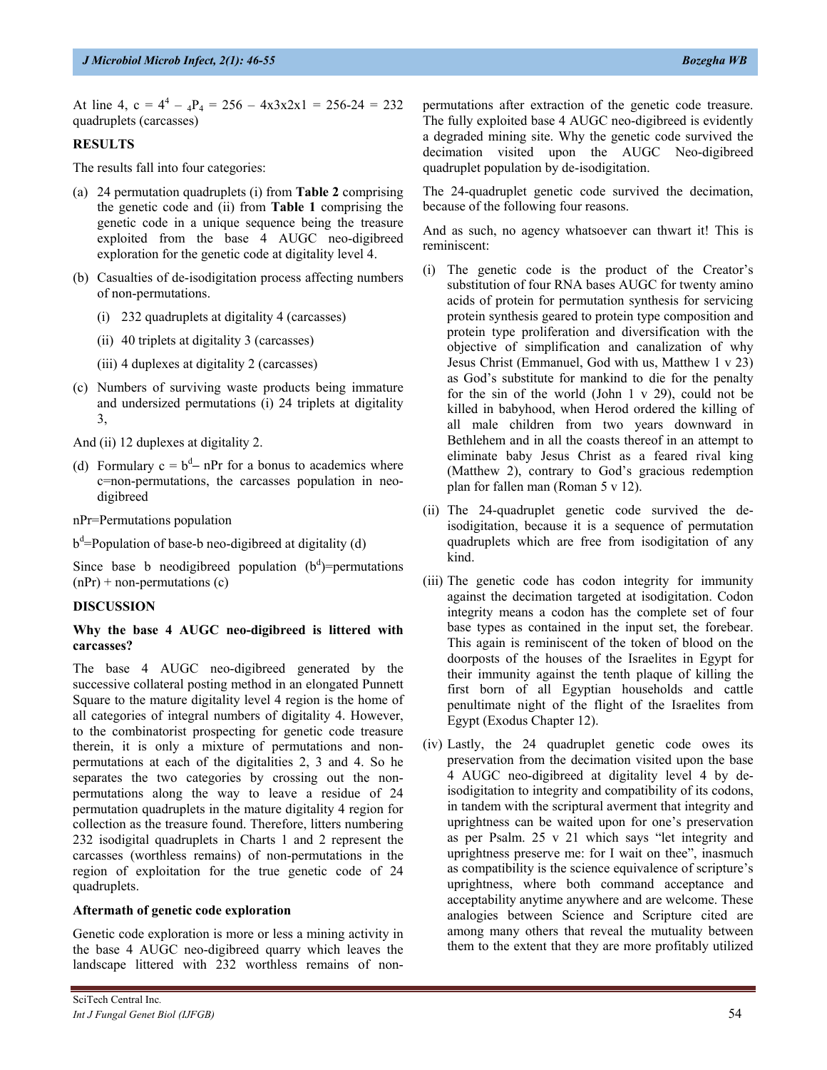At line 4, $c = 4^4 - {}_4P_4 = 256 - 4x3x2x1 = 256-24 = 232$ quadruplets (carcasses)

## RESULTS

The results fall into four categories:

(a) 24 permutation quadruplets (i) from **Table 2** comprising the genetic code and (ii) from **Table 1** comprising the genetic code in a unique sequence being the treasure exploited from the base 4 AUGC neo-digibreed exploration for the genetic code at digitality level 4.

(b) Casualties of de-isodigitation process affecting numbers of non-permutations.

  (i) 232 quadruplets at digitality 4 (carcasses)

  (ii) 40 triplets at digitality 3 (carcasses)

  (iii) 4 duplexes at digitality 2 (carcasses)

(c) Numbers of surviving waste products being immature and undersized permutations (i) 24 triplets at digitality 3,

And (ii) 12 duplexes at digitality 2.

(d) Formulary $c = b^d - nPr$ for a bonus to academics where c=non-permutations, the carcasses population in neo-digibreed

nPr=Permutations population

$b^d$=Population of base-b neo-digibreed at digitality (d)

Since base b neodigibreed population ($b^d$)=permutations (nPr) + non-permutations (c)

## DISCUSSION

### Why the base 4 AUGC neo-digibreed is littered with carcasses?

The base 4 AUGC neo-digibreed generated by the successive collateral posting method in an elongated Punnett Square to the mature digitality level 4 region is the home of all categories of integral numbers of digitality 4. However, to the combinatorist prospecting for genetic code treasure therein, it is only a mixture of permutations and non-permutations at each of the digitalities 2, 3 and 4. So he separates the two categories by crossing out the non-permutations along the way to leave a residue of 24 permutation quadruplets in the mature digitality 4 region for collection as the treasure found. Therefore, litters numbering 232 isodigital quadruplets in Charts 1 and 2 represent the carcasses (worthless remains) of non-permutations in the region of exploitation for the true genetic code of 24 quadruplets.

### Aftermath of genetic code exploration

Genetic code exploration is more or less a mining activity in the base 4 AUGC neo-digibreed quarry which leaves the landscape littered with 232 worthless remains of non-permutations after extraction of the genetic code treasure. The fully exploited base 4 AUGC neo-digibreed is evidently a degraded mining site. Why the genetic code survived the decimation visited upon the AUGC Neo-digibreed quadruplet population by de-isodigitation.

The 24-quadruplet genetic code survived the decimation, because of the following four reasons.

And as such, no agency whatsoever can thwart it! This is reminiscent:

(i) The genetic code is the product of the Creator's substitution of four RNA bases AUGC for twenty amino acids of protein for permutation synthesis for servicing protein synthesis geared to protein type composition and protein type proliferation and diversification with the objective of simplification and canalization of why Jesus Christ (Emmanuel, God with us, Matthew 1 v 23) as God's substitute for mankind to die for the penalty for the sin of the world (John 1 v 29), could not be killed in babyhood, when Herod ordered the killing of all male children from two years downward in Bethlehem and in all the coasts thereof in an attempt to eliminate baby Jesus Christ as a feared rival king (Matthew 2), contrary to God's gracious redemption plan for fallen man (Roman 5 v 12).

(ii) The 24-quadruplet genetic code survived the de-isodigitation, because it is a sequence of permutation quadruplets which are free from isodigitation of any kind.

(iii) The genetic code has codon integrity for immunity against the decimation targeted at isodigitation. Codon integrity means a codon has the complete set of four base types as contained in the input set, the forebear. This again is reminiscent of the token of blood on the doorposts of the houses of the Israelites in Egypt for their immunity against the tenth plaque of killing the first born of all Egyptian households and cattle penultimate night of the flight of the Israelites from Egypt (Exodus Chapter 12).

(iv) Lastly, the 24 quadruplet genetic code owes its preservation from the decimation visited upon the base 4 AUGC neo-digibreed at digitality level 4 by de-isodigitation to integrity and compatibility of its codons, in tandem with the scriptural averment that integrity and uprightness can be waited upon for one's preservation as per Psalm. 25 v 21 which says "let integrity and uprightness preserve me: for I wait on thee", inasmuch as compatibility is the science equivalence of scripture's uprightness, where both command acceptance and acceptability anytime anywhere and are welcome. These analogies between Science and Scripture cited are among many others that reveal the mutuality between them to the extent that they are more profitably utilized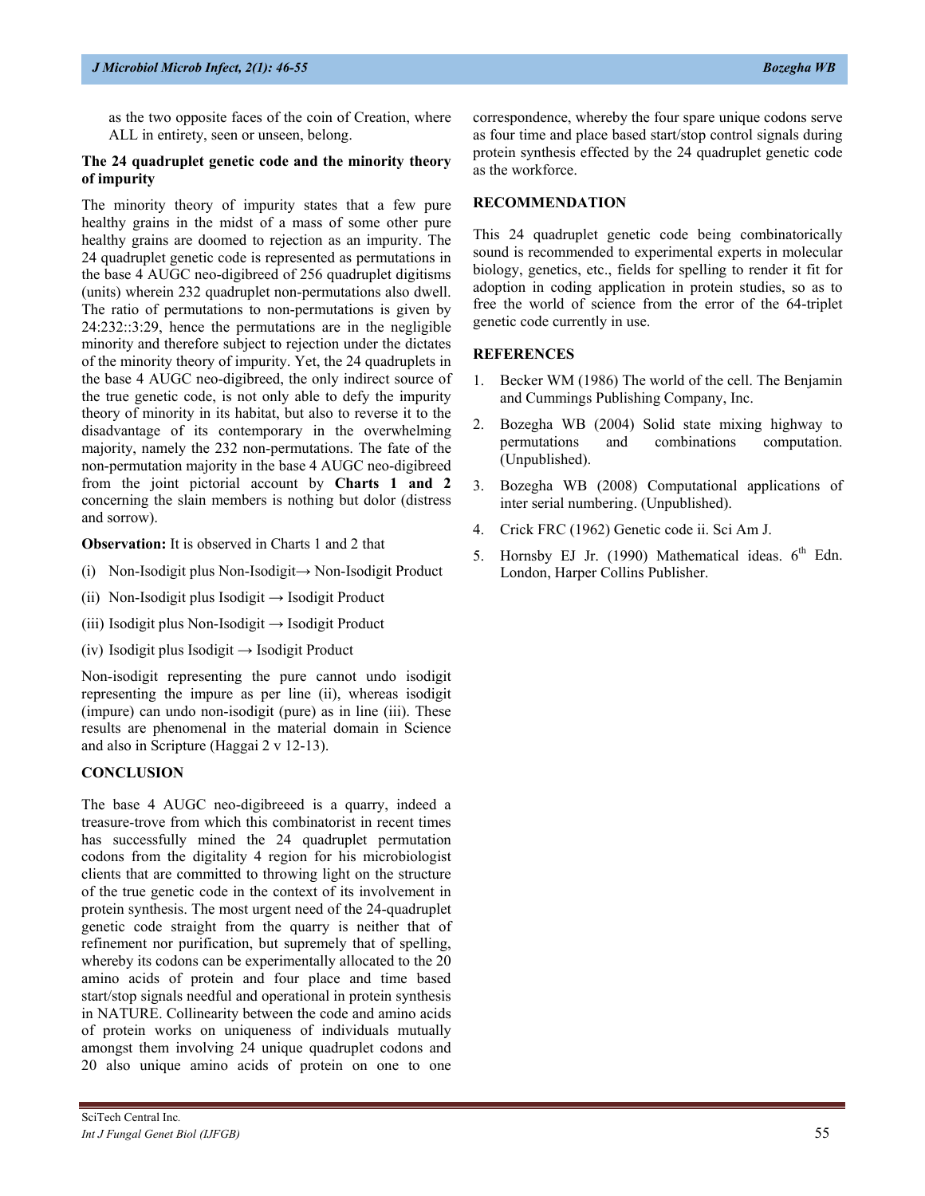as the two opposite faces of the coin of Creation, where ALL in entirety, seen or unseen, belong.

### The 24 quadruplet genetic code and the minority theory of impurity

The minority theory of impurity states that a few pure healthy grains in the midst of a mass of some other pure healthy grains are doomed to rejection as an impurity. The 24 quadruplet genetic code is represented as permutations in the base 4 AUGC neo-digibreed of 256 quadruplet digitisms (units) wherein 232 quadruplet non-permutations also dwell. The ratio of permutations to non-permutations is given by 24:232::3:29, hence the permutations are in the negligible minority and therefore subject to rejection under the dictates of the minority theory of impurity. Yet, the 24 quadruplets in the base 4 AUGC neo-digibreed, the only indirect source of the true genetic code, is not only able to defy the impurity theory of minority in its habitat, but also to reverse it to the disadvantage of its contemporary in the overwhelming majority, namely the 232 non-permutations. The fate of the non-permutation majority in the base 4 AUGC neo-digibreed from the joint pictorial account by **Charts 1 and 2** concerning the slain members is nothing but dolor (distress and sorrow).

**Observation:** It is observed in Charts 1 and 2 that

(i) Non-Isodigit plus Non-Isodigit→ Non-Isodigit Product

(ii) Non-Isodigit plus Isodigit → Isodigit Product

(iii) Isodigit plus Non-Isodigit → Isodigit Product

(iv) Isodigit plus Isodigit → Isodigit Product

Non-isodigit representing the pure cannot undo isodigit representing the impure as per line (ii), whereas isodigit (impure) can undo non-isodigit (pure) as in line (iii). These results are phenomenal in the material domain in Science and also in Scripture (Haggai 2 v 12-13).

## CONCLUSION

The base 4 AUGC neo-digibreeed is a quarry, indeed a treasure-trove from which this combinatorist in recent times has successfully mined the 24 quadruplet permutation codons from the digitality 4 region for his microbiologist clients that are committed to throwing light on the structure of the true genetic code in the context of its involvement in protein synthesis. The most urgent need of the 24-quadruplet genetic code straight from the quarry is neither that of refinement nor purification, but supremely that of spelling, whereby its codons can be experimentally allocated to the 20 amino acids of protein and four place and time based start/stop signals needful and operational in protein synthesis in NATURE. Collinearity between the code and amino acids of protein works on uniqueness of individuals mutually amongst them involving 24 unique quadruplet codons and 20 also unique amino acids of protein on one to one correspondence, whereby the four spare unique codons serve as four time and place based start/stop control signals during protein synthesis effected by the 24 quadruplet genetic code as the workforce.

## RECOMMENDATION

This 24 quadruplet genetic code being combinatorically sound is recommended to experimental experts in molecular biology, genetics, etc., fields for spelling to render it fit for adoption in coding application in protein studies, so as to free the world of science from the error of the 64-triplet genetic code currently in use.

## REFERENCES

1. Becker WM (1986) The world of the cell. The Benjamin and Cummings Publishing Company, Inc.
2. Bozegha WB (2004) Solid state mixing highway to permutations and combinations computation. (Unpublished).
3. Bozegha WB (2008) Computational applications of inter serial numbering. (Unpublished).
4. Crick FRC (1962) Genetic code ii. Sci Am J.
5. Hornsby EJ Jr. (1990) Mathematical ideas. 6th Edn. London, Harper Collins Publisher.